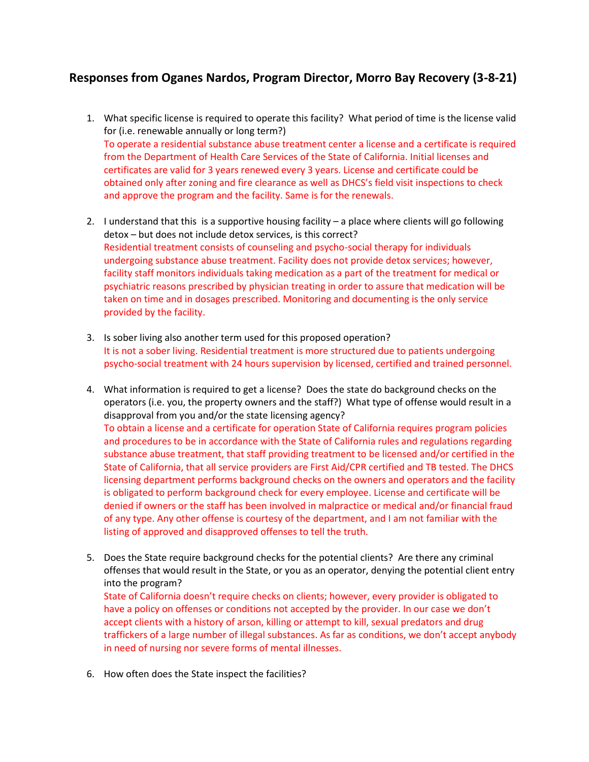## Responses from Oganes Nardos, Program Director, Morro Bay Recovery (3-8-21)

1. What specific license is required to operate this facility? What period of time is the license valid for (i.e. renewable annually or long term?)
   To operate a residential substance abuse treatment center a license and a certificate is required from the Department of Health Care Services of the State of California. Initial licenses and certificates are valid for 3 years renewed every 3 years. License and certificate could be obtained only after zoning and fire clearance as well as DHCS's field visit inspections to check and approve the program and the facility. Same is for the renewals.

2. I understand that this is a supportive housing facility – a place where clients will go following detox – but does not include detox services, is this correct?
   Residential treatment consists of counseling and psycho-social therapy for individuals undergoing substance abuse treatment. Facility does not provide detox services; however, facility staff monitors individuals taking medication as a part of the treatment for medical or psychiatric reasons prescribed by physician treating in order to assure that medication will be taken on time and in dosages prescribed. Monitoring and documenting is the only service provided by the facility.

3. Is sober living also another term used for this proposed operation?
   It is not a sober living. Residential treatment is more structured due to patients undergoing psycho-social treatment with 24 hours supervision by licensed, certified and trained personnel.

4. What information is required to get a license? Does the state do background checks on the operators (i.e. you, the property owners and the staff?) What type of offense would result in a disapproval from you and/or the state licensing agency?
   To obtain a license and a certificate for operation State of California requires program policies and procedures to be in accordance with the State of California rules and regulations regarding substance abuse treatment, that staff providing treatment to be licensed and/or certified in the State of California, that all service providers are First Aid/CPR certified and TB tested. The DHCS licensing department performs background checks on the owners and operators and the facility is obligated to perform background check for every employee. License and certificate will be denied if owners or the staff has been involved in malpractice or medical and/or financial fraud of any type. Any other offense is courtesy of the department, and I am not familiar with the listing of approved and disapproved offenses to tell the truth.

5. Does the State require background checks for the potential clients? Are there any criminal offenses that would result in the State, or you as an operator, denying the potential client entry into the program?
   State of California doesn't require checks on clients; however, every provider is obligated to have a policy on offenses or conditions not accepted by the provider. In our case we don't accept clients with a history of arson, killing or attempt to kill, sexual predators and drug traffickers of a large number of illegal substances. As far as conditions, we don't accept anybody in need of nursing nor severe forms of mental illnesses.

6. How often does the State inspect the facilities?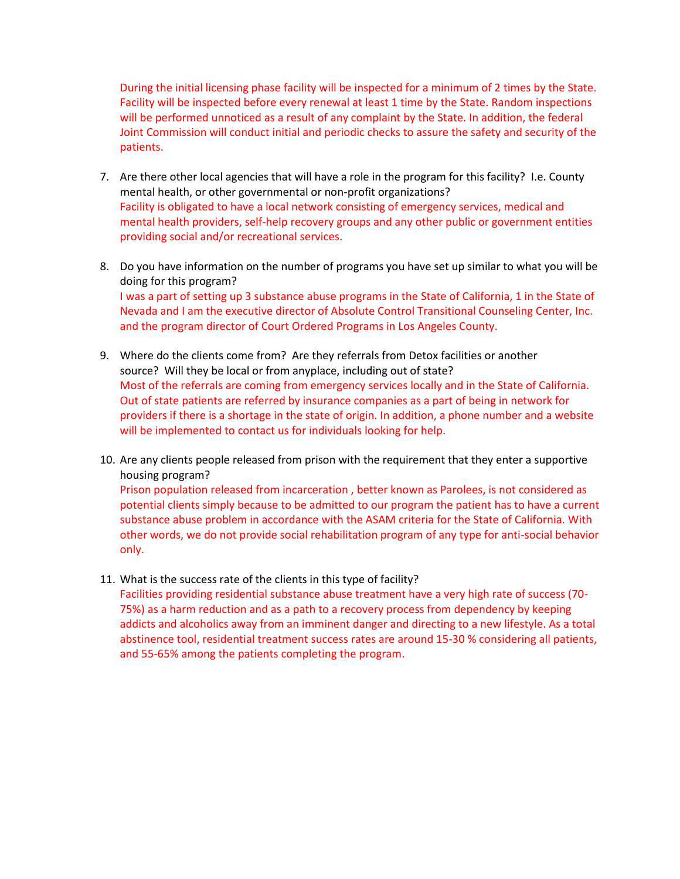During the initial licensing phase facility will be inspected for a minimum of 2 times by the State. Facility will be inspected before every renewal at least 1 time by the State. Random inspections will be performed unnoticed as a result of any complaint by the State. In addition, the federal Joint Commission will conduct initial and periodic checks to assure the safety and security of the patients.

7. Are there other local agencies that will have a role in the program for this facility? I.e. County mental health, or other governmental or non-profit organizations?
   Facility is obligated to have a local network consisting of emergency services, medical and mental health providers, self-help recovery groups and any other public or government entities providing social and/or recreational services.

8. Do you have information on the number of programs you have set up similar to what you will be doing for this program?
   I was a part of setting up 3 substance abuse programs in the State of California, 1 in the State of Nevada and I am the executive director of Absolute Control Transitional Counseling Center, Inc. and the program director of Court Ordered Programs in Los Angeles County.

9. Where do the clients come from? Are they referrals from Detox facilities or another source? Will they be local or from anyplace, including out of state?
   Most of the referrals are coming from emergency services locally and in the State of California. Out of state patients are referred by insurance companies as a part of being in network for providers if there is a shortage in the state of origin. In addition, a phone number and a website will be implemented to contact us for individuals looking for help.

10. Are any clients people released from prison with the requirement that they enter a supportive housing program?
    Prison population released from incarceration , better known as Parolees, is not considered as potential clients simply because to be admitted to our program the patient has to have a current substance abuse problem in accordance with the ASAM criteria for the State of California. With other words, we do not provide social rehabilitation program of any type for anti-social behavior only.

11. What is the success rate of the clients in this type of facility?
    Facilities providing residential substance abuse treatment have a very high rate of success (70-75%) as a harm reduction and as a path to a recovery process from dependency by keeping addicts and alcoholics away from an imminent danger and directing to a new lifestyle. As a total abstinence tool, residential treatment success rates are around 15-30 % considering all patients, and 55-65% among the patients completing the program.